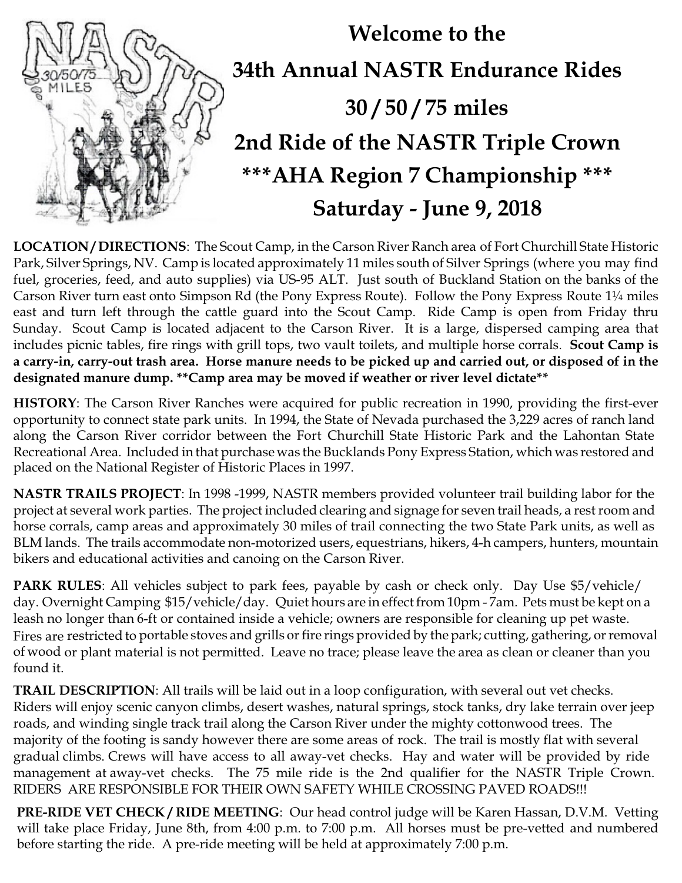# Welcome to the
# 34th Annual NASTR Endurance Rides
# 30 / 50 / 75 miles
# 2nd Ride of the NASTR Triple Crown
# ***AHA Region 7 Championship ***
# Saturday - June 9, 2018

**LOCATION / DIRECTIONS**: The Scout Camp, in the Carson River Ranch area of Fort Churchill State Historic Park, Silver Springs, NV. Camp is located approximately 11 miles south of Silver Springs (where you may find fuel, groceries, feed, and auto supplies) via US-95 ALT. Just south of Buckland Station on the banks of the Carson River turn east onto Simpson Rd (the Pony Express Route). Follow the Pony Express Route 1¼ miles east and turn left through the cattle guard into the Scout Camp. Ride Camp is open from Friday thru Sunday. Scout Camp is located adjacent to the Carson River. It is a large, dispersed camping area that includes picnic tables, fire rings with grill tops, two vault toilets, and multiple horse corrals. **Scout Camp is a carry-in, carry-out trash area. Horse manure needs to be picked up and carried out, or disposed of in the designated manure dump. **Camp area may be moved if weather or river level dictate****

**HISTORY**: The Carson River Ranches were acquired for public recreation in 1990, providing the first-ever opportunity to connect state park units. In 1994, the State of Nevada purchased the 3,229 acres of ranch land along the Carson River corridor between the Fort Churchill State Historic Park and the Lahontan State Recreational Area. Included in that purchase was the Bucklands Pony Express Station, which was restored and placed on the National Register of Historic Places in 1997.

**NASTR TRAILS PROJECT**: In 1998 -1999, NASTR members provided volunteer trail building labor for the project at several work parties. The project included clearing and signage for seven trail heads, a rest room and horse corrals, camp areas and approximately 30 miles of trail connecting the two State Park units, as well as BLM lands. The trails accommodate non-motorized users, equestrians, hikers, 4-h campers, hunters, mountain bikers and educational activities and canoing on the Carson River.

**PARK RULES**: All vehicles subject to park fees, payable by cash or check only. Day Use $5/vehicle/ day. Overnight Camping $15/vehicle/day. Quiet hours are in effect from 10pm - 7am. Pets must be kept on a leash no longer than 6-ft or contained inside a vehicle; owners are responsible for cleaning up pet waste. Fires are restricted to portable stoves and grills or fire rings provided by the park; cutting, gathering, or removal of wood or plant material is not permitted. Leave no trace; please leave the area as clean or cleaner than you found it.

**TRAIL DESCRIPTION**: All trails will be laid out in a loop configuration, with several out vet checks. Riders will enjoy scenic canyon climbs, desert washes, natural springs, stock tanks, dry lake terrain over jeep roads, and winding single track trail along the Carson River under the mighty cottonwood trees. The majority of the footing is sandy however there are some areas of rock. The trail is mostly flat with several gradual climbs. Crews will have access to all away-vet checks. Hay and water will be provided by ride management at away-vet checks. The 75 mile ride is the 2nd qualifier for the NASTR Triple Crown. RIDERS ARE RESPONSIBLE FOR THEIR OWN SAFETY WHILE CROSSING PAVED ROADS!!!

**PRE-RIDE VET CHECK / RIDE MEETING**: Our head control judge will be Karen Hassan, D.V.M. Vetting will take place Friday, June 8th, from 4:00 p.m. to 7:00 p.m. All horses must be pre-vetted and numbered before starting the ride. A pre-ride meeting will be held at approximately 7:00 p.m.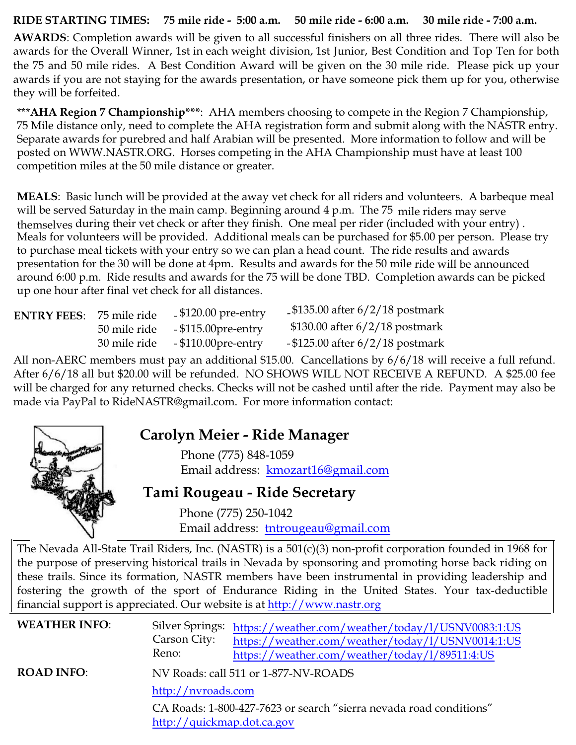**RIDE STARTING TIMES: 75 mile ride - 5:00 a.m. 50 mile ride - 6:00 a.m. 30 mile ride - 7:00 a.m.**

**AWARDS**: Completion awards will be given to all successful finishers on all three rides. There will also be awards for the Overall Winner, 1st in each weight division, 1st Junior, Best Condition and Top Ten for both the 75 and 50 mile rides. A Best Condition Award will be given on the 30 mile ride. Please pick up your awards if you are not staying for the awards presentation, or have someone pick them up for you, otherwise they will be forfeited.

*****AHA Region 7 Championship*****: AHA members choosing to compete in the Region 7 Championship, 75 Mile distance only, need to complete the AHA registration form and submit along with the NASTR entry. Separate awards for purebred and half Arabian will be presented. More information to follow and will be posted on WWW.NASTR.ORG. Horses competing in the AHA Championship must have at least 100 competition miles at the 50 mile distance or greater.

**MEALS**: Basic lunch will be provided at the away vet check for all riders and volunteers. A barbeque meal will be served Saturday in the main camp. Beginning around 4 p.m. The 75 mile riders may serve themselves during their vet check or after they finish. One meal per rider (included with your entry) . Meals for volunteers will be provided. Additional meals can be purchased for $5.00 per person. Please try to purchase meal tickets with your entry so we can plan a head count. The ride results and awards presentation for the 30 will be done at 4pm. Results and awards for the 50 mile ride will be announced around 6:00 p.m. Ride results and awards for the 75 will be done TBD. Completion awards can be picked up one hour after final vet check for all distances.

| **ENTRY FEES**: | | | |
|---|---|---|---|
| | 75 mile ride | - $120.00 pre-entry | - $135.00 after 6/2/18 postmark |
| | 50 mile ride | - $115.00pre-entry | $130.00 after 6/2/18 postmark |
| | 30 mile ride | - $110.00pre-entry | - $125.00 after 6/2/18 postmark |

All non-AERC members must pay an additional $15.00. Cancellations by 6/6/18 will receive a full refund. After 6/6/18 all but $20.00 will be refunded. NO SHOWS WILL NOT RECEIVE A REFUND. A $25.00 fee will be charged for any returned checks. Checks will not be cashed until after the ride. Payment may also be made via PayPal to RideNASTR@gmail.com. For more information contact:

## Carolyn Meier - Ride Manager

Phone (775) 848-1059
Email address: kmozart16@gmail.com

## Tami Rougeau - Ride Secretary

Phone (775) 250-1042
Email address: tntrougeau@gmail.com

The Nevada All-State Trail Riders, Inc. (NASTR) is a 501(c)(3) non-profit corporation founded in 1968 for the purpose of preserving historical trails in Nevada by sponsoring and promoting horse back riding on these trails. Since its formation, NASTR members have been instrumental in providing leadership and fostering the growth of the sport of Endurance Riding in the United States. Your tax-deductible financial support is appreciated. Our website is at http://www.nastr.org

**WEATHER INFO**:
Silver Springs: https://weather.com/weather/today/l/USNV0083:1:US
Carson City: https://weather.com/weather/today/l/USNV0014:1:US
Reno: https://weather.com/weather/today/l/89511:4:US

**ROAD INFO**:
NV Roads: call 511 or 1-877-NV-ROADS
http://nvroads.com
CA Roads: 1-800-427-7623 or search "sierra nevada road conditions"
http://quickmap.dot.ca.gov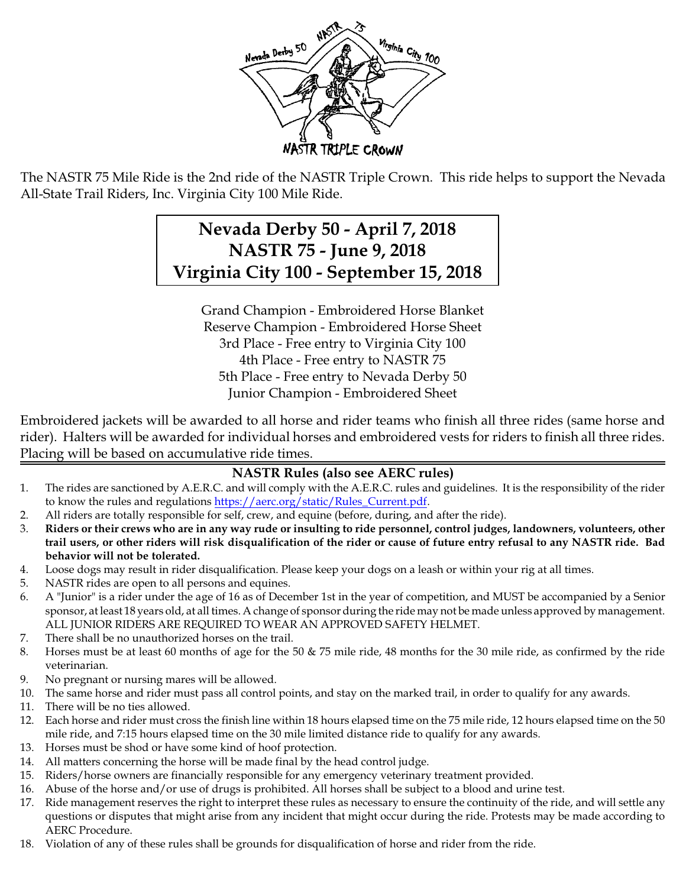The NASTR 75 Mile Ride is the 2nd ride of the NASTR Triple Crown. This ride helps to support the Nevada All-State Trail Riders, Inc. Virginia City 100 Mile Ride.

**Nevada Derby 50 - April 7, 2018**
**NASTR 75 - June 9, 2018**
**Virginia City 100 - September 15, 2018**

Grand Champion - Embroidered Horse Blanket
Reserve Champion - Embroidered Horse Sheet
3rd Place - Free entry to Virginia City 100
4th Place - Free entry to NASTR 75
5th Place - Free entry to Nevada Derby 50
Junior Champion - Embroidered Sheet

Embroidered jackets will be awarded to all horse and rider teams who finish all three rides (same horse and rider). Halters will be awarded for individual horses and embroidered vests for riders to finish all three rides. Placing will be based on accumulative ride times.

## NASTR Rules (also see AERC rules)

1. The rides are sanctioned by A.E.R.C. and will comply with the A.E.R.C. rules and guidelines. It is the responsibility of the rider to know the rules and regulations https://aerc.org/static/Rules_Current.pdf.
2. All riders are totally responsible for self, crew, and equine (before, during, and after the ride).
3. **Riders or their crews who are in any way rude or insulting to ride personnel, control judges, landowners, volunteers, other trail users, or other riders will risk disqualification of the rider or cause of future entry refusal to any NASTR ride. Bad behavior will not be tolerated.**
4. Loose dogs may result in rider disqualification. Please keep your dogs on a leash or within your rig at all times.
5. NASTR rides are open to all persons and equines.
6. A "Junior" is a rider under the age of 16 as of December 1st in the year of competition, and MUST be accompanied by a Senior sponsor, at least 18 years old, at all times. A change of sponsor during the ride may not be made unless approved by management. ALL JUNIOR RIDERS ARE REQUIRED TO WEAR AN APPROVED SAFETY HELMET.
7. There shall be no unauthorized horses on the trail.
8. Horses must be at least 60 months of age for the 50 & 75 mile ride, 48 months for the 30 mile ride, as confirmed by the ride veterinarian.
9. No pregnant or nursing mares will be allowed.
10. The same horse and rider must pass all control points, and stay on the marked trail, in order to qualify for any awards.
11. There will be no ties allowed.
12. Each horse and rider must cross the finish line within 18 hours elapsed time on the 75 mile ride, 12 hours elapsed time on the 50 mile ride, and 7:15 hours elapsed time on the 30 mile limited distance ride to qualify for any awards.
13. Horses must be shod or have some kind of hoof protection.
14. All matters concerning the horse will be made final by the head control judge.
15. Riders/horse owners are financially responsible for any emergency veterinary treatment provided.
16. Abuse of the horse and/or use of drugs is prohibited. All horses shall be subject to a blood and urine test.
17. Ride management reserves the right to interpret these rules as necessary to ensure the continuity of the ride, and will settle any questions or disputes that might arise from any incident that might occur during the ride. Protests may be made according to AERC Procedure.
18. Violation of any of these rules shall be grounds for disqualification of horse and rider from the ride.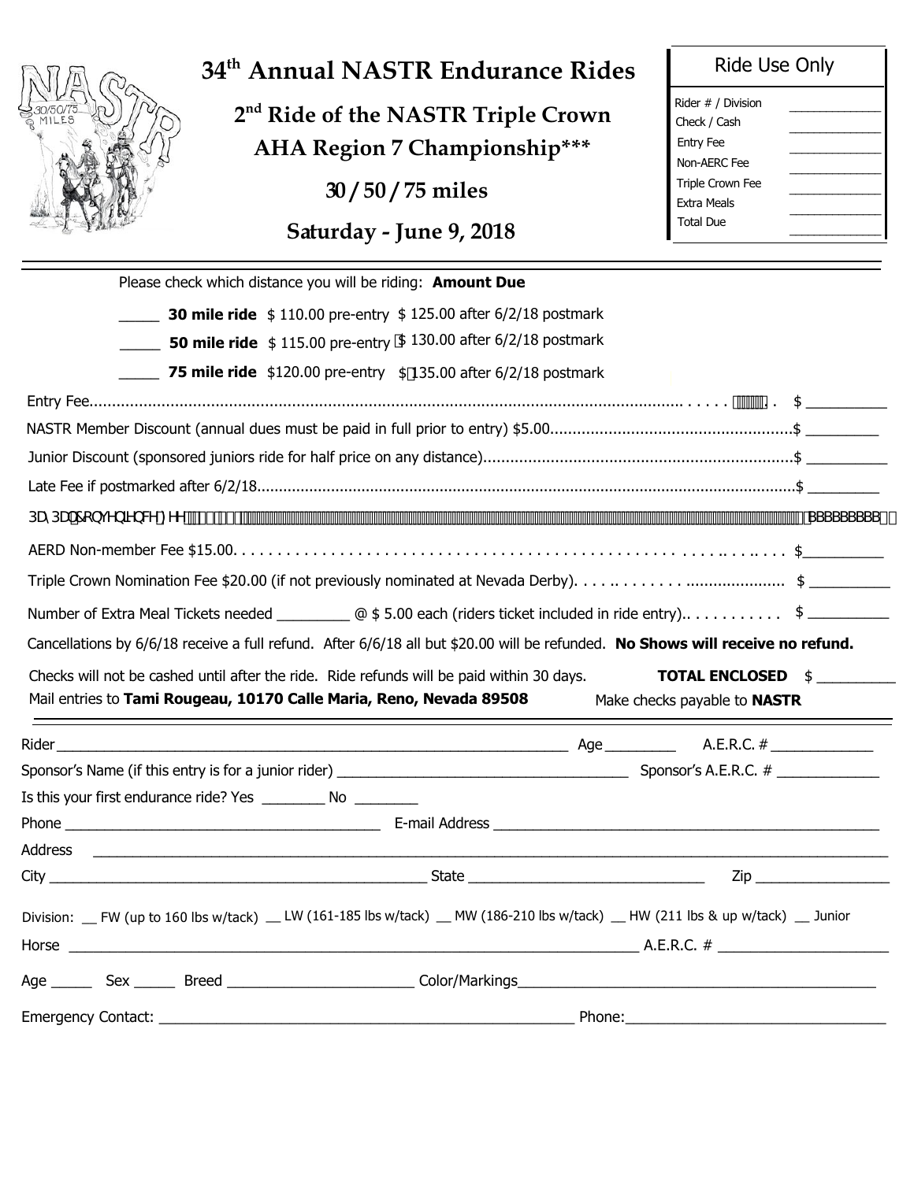# 34th Annual NASTR Endurance Rides

## 2nd Ride of the NASTR Triple Crown

## AHA Region 7 Championship***

## 30 / 50 / 75 miles

## Saturday - June 9, 2018

| Ride Use Only | |
|---|---|
| Rider # / Division | ______ |
| Check / Cash | ______ |
| Entry Fee | ______ |
| Non-AERC Fee | ______ |
| Triple Crown Fee | ______ |
| Extra Meals | ______ |
| Total Due | ______ |

Please check which distance you will be riding: **Amount Due**

_____ **30 mile ride** $ 110.00 pre-entry $ 125.00 after 6/2/18 postmark

_____ **50 mile ride** $ 115.00 pre-entry $ 130.00 after 6/2/18 postmark

_____ **75 mile ride** $120.00 pre-entry $ 135.00 after 6/2/18 postmark

Entry Fee.......................................................................................................................................... $ __________

NASTR Member Discount (annual dues must be paid in full prior to entry) $5.00.................................................$ _________

Junior Discount (sponsored juniors ride for half price on any distance).....................................................................$ __________

Late Fee if postmarked after 6/2/18.........................................................................................................................$ _________

3D\3DO&RQYHQLHQFH)HH......................................................................................................................... ________

AERD Non-member Fee $15.00. . . . . . . . . . . . . . . . . . . . . . . . . . . . . . . . . . . . . . . . . . . . . . . . . . . $_________

Triple Crown Nomination Fee $20.00 (if not previously nominated at Nevada Derby). . . . . . . . . . . . . . ..................... $ __________

Number of Extra Meal Tickets needed _________ @ $ 5.00 each (riders ticket included in ride entry).. . . . . . . . . . . $ __________

Cancellations by 6/6/18 receive a full refund. After 6/6/18 all but $20.00 will be refunded. **No Shows will receive no refund.**

Checks will not be cashed until after the ride. Ride refunds will be paid within 30 days. **TOTAL ENCLOSED** $ __________

Mail entries to **Tami Rougeau, 10170 Calle Maria, Reno, Nevada 89508** Make checks payable to **NASTR**

---

Rider ____________________________________________ Age ________ A.E.R.C. # ____________

Sponsor's Name (if this entry is for a junior rider) ______________________________ Sponsor's A.E.R.C. # ____________

Is this your first endurance ride? Yes ________ No ________

Phone ______________________________ E-mail Address ______________________________________

Address ____________________________________________________________________________

City ______________________________________ State ________________________ Zip ______________

Division: __ FW (up to 160 lbs w/tack) __ LW (161-185 lbs w/tack) __ MW (186-210 lbs w/tack) __ HW (211 lbs & up w/tack) __ Junior

Horse ______________________________________________________________ A.E.R.C. # ____________________

Age _____ Sex _____ Breed ______________________ Color/Markings________________________________________

Emergency Contact: ______________________________________________ Phone:______________________________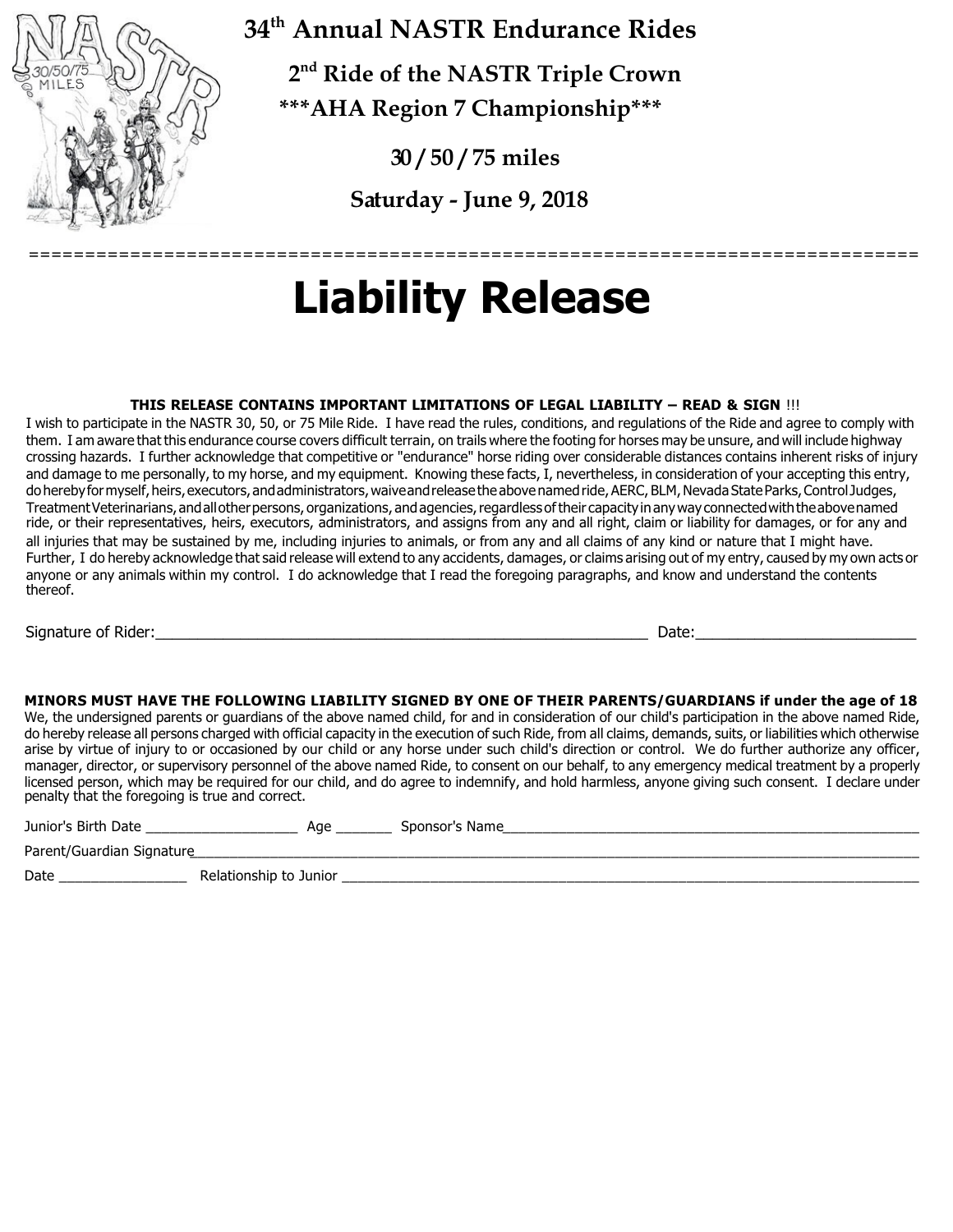**34th Annual NASTR Endurance Rides**

**2nd Ride of the NASTR Triple Crown**

**\*\*\*AHA Region 7 Championship\*\*\***

**30 / 50 / 75 miles**

**Saturday - June 9, 2018**

==============================================================================

# Liability Release

**THIS RELEASE CONTAINS IMPORTANT LIMITATIONS OF LEGAL LIABILITY – READ & SIGN** !!!

I wish to participate in the NASTR 30, 50, or 75 Mile Ride. I have read the rules, conditions, and regulations of the Ride and agree to comply with them. I am aware that this endurance course covers difficult terrain, on trails where the footing for horses may be unsure, and will include highway crossing hazards. I further acknowledge that competitive or "endurance" horse riding over considerable distances contains inherent risks of injury and damage to me personally, to my horse, and my equipment. Knowing these facts, I, nevertheless, in consideration of your accepting this entry, do hereby for myself, heirs, executors, and administrators, waive and release the above named ride, AERC, BLM, Nevada State Parks, Control Judges, Treatment Veterinarians, and all other persons, organizations, and agencies, regardless of their capacity in any way connected with the above named ride, or their representatives, heirs, executors, administrators, and assigns from any and all right, claim or liability for damages, or for any and all injuries that may be sustained by me, including injuries to animals, or from any and all claims of any kind or nature that I might have. Further, I do hereby acknowledge that said release will extend to any accidents, damages, or claims arising out of my entry, caused by my own acts or anyone or any animals within my control. I do acknowledge that I read the foregoing paragraphs, and know and understand the contents thereof.

Signature of Rider:_______________________________________________________ Date:________________________

**MINORS MUST HAVE THE FOLLOWING LIABILITY SIGNED BY ONE OF THEIR PARENTS/GUARDIANS if under the age of 18**

We, the undersigned parents or guardians of the above named child, for and in consideration of our child's participation in the above named Ride, do hereby release all persons charged with official capacity in the execution of such Ride, from all claims, demands, suits, or liabilities which otherwise arise by virtue of injury to or occasioned by our child or any horse under such child's direction or control. We do further authorize any officer, manager, director, or supervisory personnel of the above named Ride, to consent on our behalf, to any emergency medical treatment by a properly licensed person, which may be required for our child, and do agree to indemnify, and hold harmless, anyone giving such consent. I declare under penalty that the foregoing is true and correct.

Junior's Birth Date ___________________ Age _______ Sponsor's Name_____________________________________________________

Parent/Guardian Signature_____________________________________________________________________________________

Date ________________ Relationship to Junior ____________________________________________________________________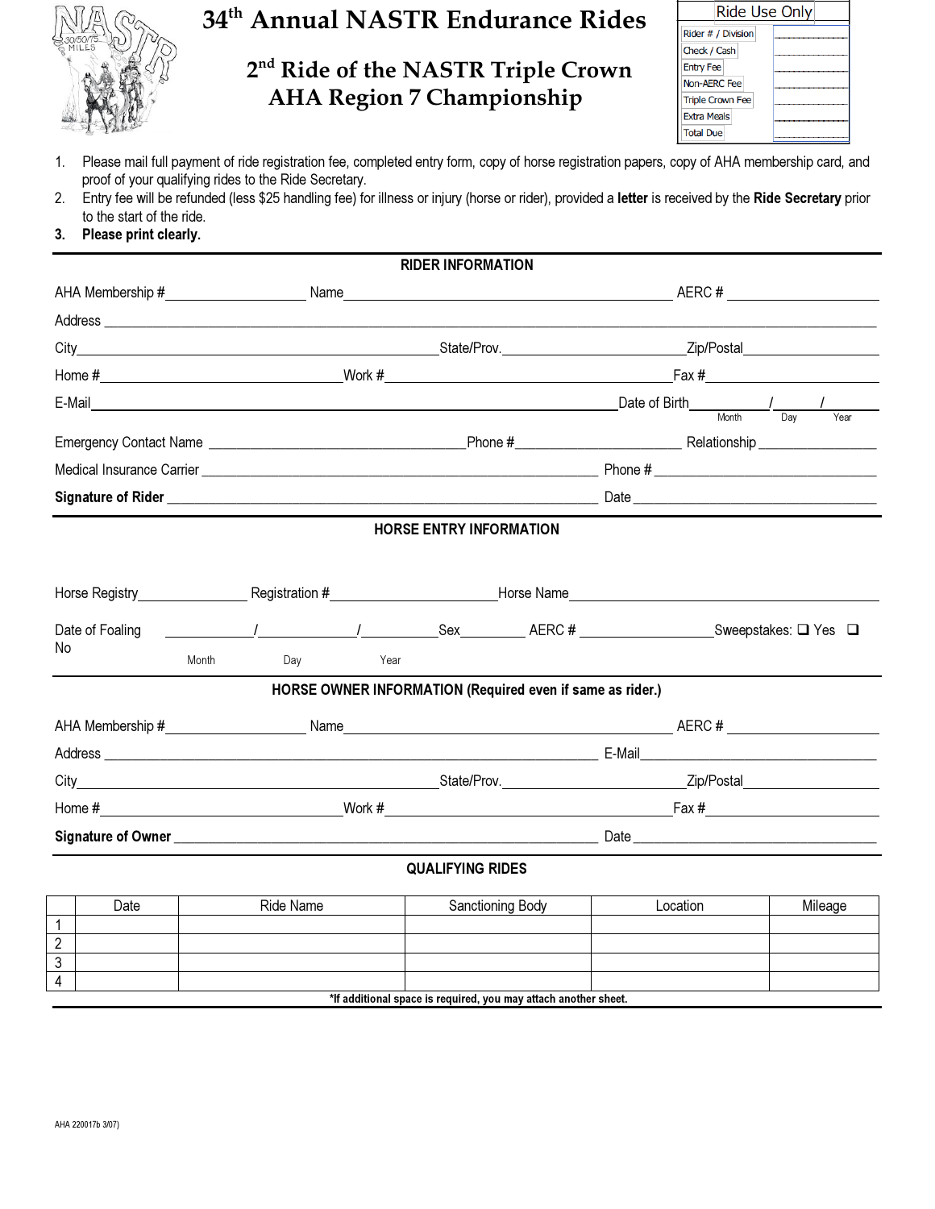# 34th Annual NASTR Endurance Rides

## 2nd Ride of the NASTR Triple Crown

## AHA Region 7 Championship

| Ride Use Only | |
|---|---|
| Rider # / Division | |
| Check / Cash | |
| Entry Fee | |
| Non-AERC Fee | |
| Triple Crown Fee | |
| Extra Meals | |
| Total Due | |

1. Please mail full payment of ride registration fee, completed entry form, copy of horse registration papers, copy of AHA membership card, and proof of your qualifying rides to the Ride Secretary.
2. Entry fee will be refunded (less $25 handling fee) for illness or injury (horse or rider), provided a **letter** is received by the **Ride Secretary** prior to the start of the ride.
3. **Please print clearly.**

### RIDER INFORMATION

AHA Membership #__________________ Name__________________________________________ AERC # __________________

Address ______________________________________________________________________________________

City__________________________________________State/Prov.______________________Zip/Postal________________

Home #___________________________Work #________________________________Fax #_______________________

E-Mail___________________________________________________________Date of Birth_______/_____/_______ (Month / Day / Year)

Emergency Contact Name ______________________________Phone #____________________ Relationship _______________

Medical Insurance Carrier ____________________________________________________ Phone # ______________________________

**Signature of Rider** __________________________________________________________ Date ________________________________

### HORSE ENTRY INFORMATION

Horse Registry______________ Registration #____________________Horse Name____________________________________

Date of Foaling ___________/____________/__________Sex_________ AERC # _________________Sweepstakes: ❑ Yes ❑ No (Month / Day / Year)

### HORSE OWNER INFORMATION (Required even if same as rider.)

AHA Membership #__________________ Name__________________________________________ AERC # __________________

Address ____________________________________________________________ E-Mail______________________________

City__________________________________________State/Prov.______________________Zip/Postal________________

Home #___________________________Work #________________________________Fax #_______________________

**Signature of Owner** _________________________________________________________ Date ________________________________

### QUALIFYING RIDES

| | Date | Ride Name | Sanctioning Body | Location | Mileage |
|---|---|---|---|---|---|
| 1 | | | | | |
| 2 | | | | | |
| 3 | | | | | |
| 4 | | | | | |

***If additional space is required, you may attach another sheet.**

AHA 220017b 3/07)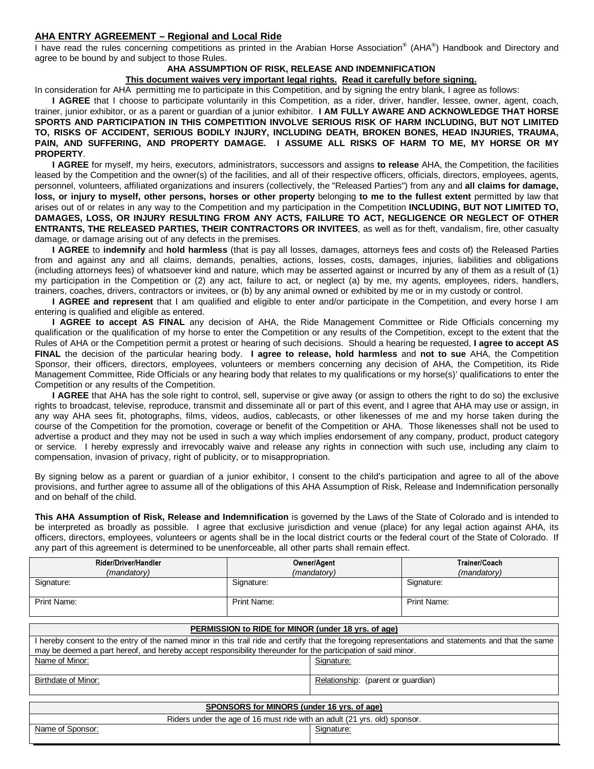## AHA ENTRY AGREEMENT – Regional and Local Ride

I have read the rules concerning competitions as printed in the Arabian Horse Association® (AHA®) Handbook and Directory and agree to be bound by and subject to those Rules.

**AHA ASSUMPTION OF RISK, RELEASE AND INDEMNIFICATION**

**This document waives very important legal rights. Read it carefully before signing.**

In consideration for AHA permitting me to participate in this Competition, and by signing the entry blank, I agree as follows:

**I AGREE** that I choose to participate voluntarily in this Competition, as a rider, driver, handler, lessee, owner, agent, coach, trainer, junior exhibitor, or as a parent or guardian of a junior exhibitor. **I AM FULLY AWARE AND ACKNOWLEDGE THAT HORSE SPORTS AND PARTICIPATION IN THIS COMPETITION INVOLVE SERIOUS RISK OF HARM INCLUDING, BUT NOT LIMITED TO, RISKS OF ACCIDENT, SERIOUS BODILY INJURY, INCLUDING DEATH, BROKEN BONES, HEAD INJURIES, TRAUMA, PAIN, AND SUFFERING, AND PROPERTY DAMAGE. I ASSUME ALL RISKS OF HARM TO ME, MY HORSE OR MY PROPERTY**.

**I AGREE** for myself, my heirs, executors, administrators, successors and assigns **to release** AHA, the Competition, the facilities leased by the Competition and the owner(s) of the facilities, and all of their respective officers, officials, directors, employees, agents, personnel, volunteers, affiliated organizations and insurers (collectively, the "Released Parties") from any and **all claims for damage, loss, or injury to myself, other persons, horses or other property** belonging **to me to the fullest extent** permitted by law that arises out of or relates in any way to the Competition and my participation in the Competition **INCLUDING, BUT NOT LIMITED TO, DAMAGES, LOSS, OR INJURY RESULTING FROM ANY ACTS, FAILURE TO ACT, NEGLIGENCE OR NEGLECT OF OTHER ENTRANTS, THE RELEASED PARTIES, THEIR CONTRACTORS OR INVITEES**, as well as for theft, vandalism, fire, other casualty damage, or damage arising out of any defects in the premises.

**I AGREE** to **indemnify** and **hold harmless** (that is pay all losses, damages, attorneys fees and costs of) the Released Parties from and against any and all claims, demands, penalties, actions, losses, costs, damages, injuries, liabilities and obligations (including attorneys fees) of whatsoever kind and nature, which may be asserted against or incurred by any of them as a result of (1) my participation in the Competition or (2) any act, failure to act, or neglect (a) by me, my agents, employees, riders, handlers, trainers, coaches, drivers, contractors or invitees, or (b) by any animal owned or exhibited by me or in my custody or control.

**I AGREE and represent** that I am qualified and eligible to enter and/or participate in the Competition, and every horse I am entering is qualified and eligible as entered.

**I AGREE to accept AS FINAL** any decision of AHA, the Ride Management Committee or Ride Officials concerning my qualification or the qualification of my horse to enter the Competition or any results of the Competition, except to the extent that the Rules of AHA or the Competition permit a protest or hearing of such decisions. Should a hearing be requested, **I agree to accept AS FINAL** the decision of the particular hearing body. **I agree to release, hold harmless** and **not to sue** AHA, the Competition Sponsor, their officers, directors, employees, volunteers or members concerning any decision of AHA, the Competition, its Ride Management Committee, Ride Officials or any hearing body that relates to my qualifications or my horse(s)' qualifications to enter the Competition or any results of the Competition.

**I AGREE** that AHA has the sole right to control, sell, supervise or give away (or assign to others the right to do so) the exclusive rights to broadcast, televise, reproduce, transmit and disseminate all or part of this event, and I agree that AHA may use or assign, in any way AHA sees fit, photographs, films, videos, audios, cablecasts, or other likenesses of me and my horse taken during the course of the Competition for the promotion, coverage or benefit of the Competition or AHA. Those likenesses shall not be used to advertise a product and they may not be used in such a way which implies endorsement of any company, product, product category or service. I hereby expressly and irrevocably waive and release any rights in connection with such use, including any claim to compensation, invasion of privacy, right of publicity, or to misappropriation.

By signing below as a parent or guardian of a junior exhibitor, I consent to the child's participation and agree to all of the above provisions, and further agree to assume all of the obligations of this AHA Assumption of Risk, Release and Indemnification personally and on behalf of the child.

**This AHA Assumption of Risk, Release and Indemnification** is governed by the Laws of the State of Colorado and is intended to be interpreted as broadly as possible. I agree that exclusive jurisdiction and venue (place) for any legal action against AHA, its officers, directors, employees, volunteers or agents shall be in the local district courts or the federal court of the State of Colorado. If any part of this agreement is determined to be unenforceable, all other parts shall remain effect.

| Rider/Driver/Handler *(mandatory)* | Owner/Agent *(mandatory)* | Trainer/Coach *(mandatory)* |
|---|---|---|
| Signature: | Signature: | Signature: |
| Print Name: | Print Name: | Print Name: |

| PERMISSION to RIDE for MINOR (under 18 yrs. of age) | |
|---|---|
| I hereby consent to the entry of the named minor in this trail ride and certify that the foregoing representations and statements and that the same may be deemed a part hereof, and hereby accept responsibility thereunder for the participation of said minor. | |
| Name of Minor: | Signature: |
| Birthdate of Minor: | Relationship: (parent or guardian) |

| SPONSORS for MINORS (under 16 yrs. of age) | |
|---|---|
| Riders under the age of 16 must ride with an adult (21 yrs. old) sponsor. | |
| Name of Sponsor: | Signature: |